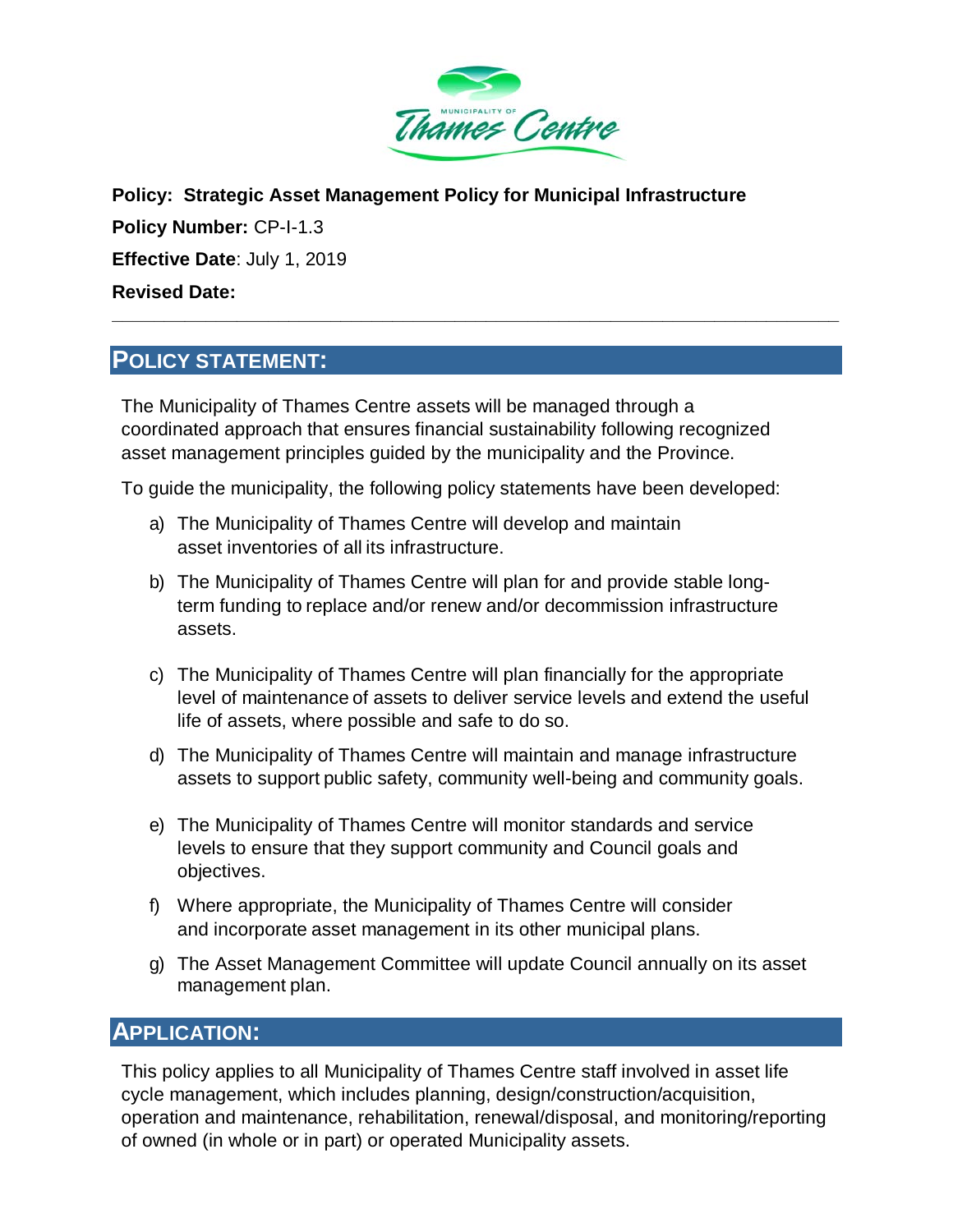**Policy: Strategic Asset Management Policy for Municipal Infrastructure**

**Policy Number:** CP-I-1.3

**Effective Date**: July 1, 2019

**Revised Date:**

## POLICY STATEMENT:

The Municipality of Thames Centre assets will be managed through a coordinated approach that ensures financial sustainability following recognized asset management principles guided by the municipality and the Province.

To guide the municipality, the following policy statements have been developed:

a) The Municipality of Thames Centre will develop and maintain asset inventories of all its infrastructure.

b) The Municipality of Thames Centre will plan for and provide stable long-term funding to replace and/or renew and/or decommission infrastructure assets.

c) The Municipality of Thames Centre will plan financially for the appropriate level of maintenance of assets to deliver service levels and extend the useful life of assets, where possible and safe to do so.

d) The Municipality of Thames Centre will maintain and manage infrastructure assets to support public safety, community well-being and community goals.

e) The Municipality of Thames Centre will monitor standards and service levels to ensure that they support community and Council goals and objectives.

f) Where appropriate, the Municipality of Thames Centre will consider and incorporate asset management in its other municipal plans.

g) The Asset Management Committee will update Council annually on its asset management plan.

## APPLICATION:

This policy applies to all Municipality of Thames Centre staff involved in asset life cycle management, which includes planning, design/construction/acquisition, operation and maintenance, rehabilitation, renewal/disposal, and monitoring/reporting of owned (in whole or in part) or operated Municipality assets.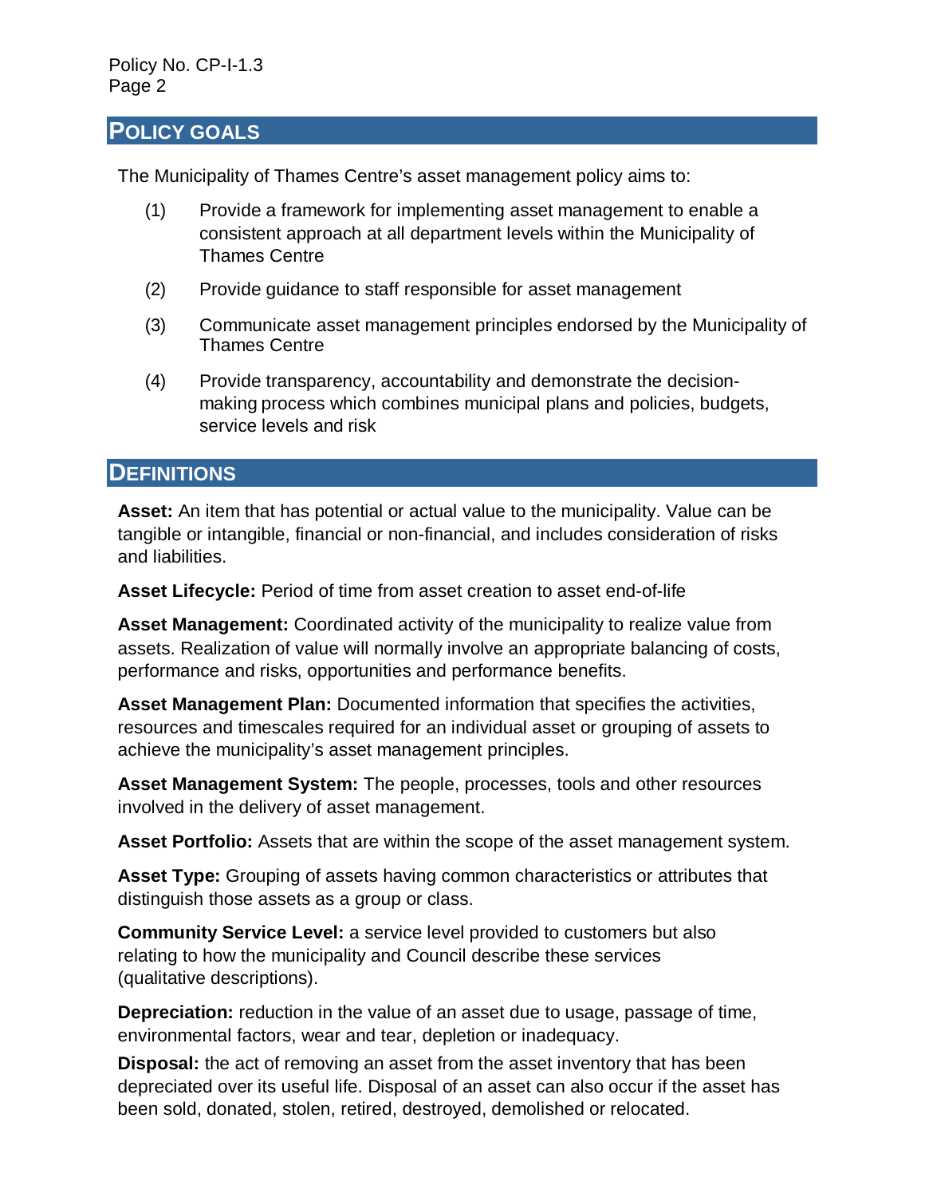## POLICY GOALS

The Municipality of Thames Centre's asset management policy aims to:

(1) Provide a framework for implementing asset management to enable a consistent approach at all department levels within the Municipality of Thames Centre

(2) Provide guidance to staff responsible for asset management

(3) Communicate asset management principles endorsed by the Municipality of Thames Centre

(4) Provide transparency, accountability and demonstrate the decision-making process which combines municipal plans and policies, budgets, service levels and risk

## DEFINITIONS

**Asset:** An item that has potential or actual value to the municipality. Value can be tangible or intangible, financial or non-financial, and includes consideration of risks and liabilities.

**Asset Lifecycle:** Period of time from asset creation to asset end-of-life

**Asset Management:** Coordinated activity of the municipality to realize value from assets. Realization of value will normally involve an appropriate balancing of costs, performance and risks, opportunities and performance benefits.

**Asset Management Plan:** Documented information that specifies the activities, resources and timescales required for an individual asset or grouping of assets to achieve the municipality's asset management principles.

**Asset Management System:** The people, processes, tools and other resources involved in the delivery of asset management.

**Asset Portfolio:** Assets that are within the scope of the asset management system.

**Asset Type:** Grouping of assets having common characteristics or attributes that distinguish those assets as a group or class.

**Community Service Level:** a service level provided to customers but also relating to how the municipality and Council describe these services (qualitative descriptions).

**Depreciation:** reduction in the value of an asset due to usage, passage of time, environmental factors, wear and tear, depletion or inadequacy.

**Disposal:** the act of removing an asset from the asset inventory that has been depreciated over its useful life. Disposal of an asset can also occur if the asset has been sold, donated, stolen, retired, destroyed, demolished or relocated.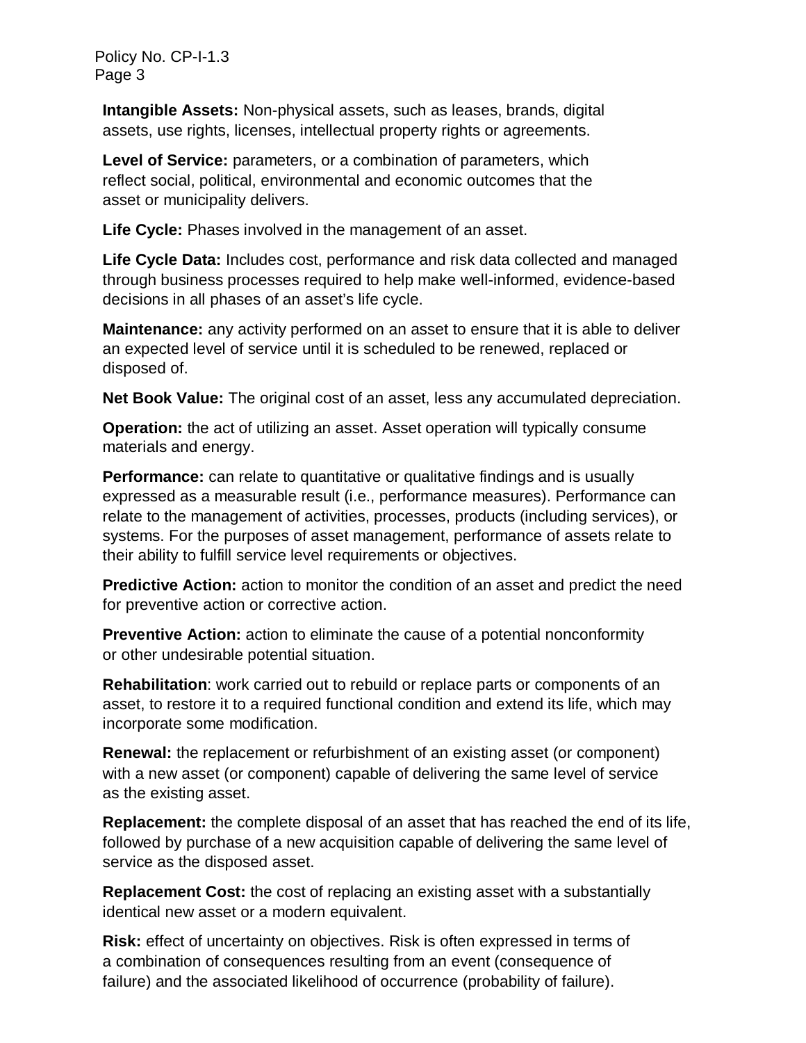**Intangible Assets:** Non-physical assets, such as leases, brands, digital assets, use rights, licenses, intellectual property rights or agreements.

**Level of Service:** parameters, or a combination of parameters, which reflect social, political, environmental and economic outcomes that the asset or municipality delivers.

**Life Cycle:** Phases involved in the management of an asset.

**Life Cycle Data:** Includes cost, performance and risk data collected and managed through business processes required to help make well-informed, evidence-based decisions in all phases of an asset's life cycle.

**Maintenance:** any activity performed on an asset to ensure that it is able to deliver an expected level of service until it is scheduled to be renewed, replaced or disposed of.

**Net Book Value:** The original cost of an asset, less any accumulated depreciation.

**Operation:** the act of utilizing an asset. Asset operation will typically consume materials and energy.

**Performance:** can relate to quantitative or qualitative findings and is usually expressed as a measurable result (i.e., performance measures). Performance can relate to the management of activities, processes, products (including services), or systems. For the purposes of asset management, performance of assets relate to their ability to fulfill service level requirements or objectives.

**Predictive Action:** action to monitor the condition of an asset and predict the need for preventive action or corrective action.

**Preventive Action:** action to eliminate the cause of a potential nonconformity or other undesirable potential situation.

**Rehabilitation**: work carried out to rebuild or replace parts or components of an asset, to restore it to a required functional condition and extend its life, which may incorporate some modification.

**Renewal:** the replacement or refurbishment of an existing asset (or component) with a new asset (or component) capable of delivering the same level of service as the existing asset.

**Replacement:** the complete disposal of an asset that has reached the end of its life, followed by purchase of a new acquisition capable of delivering the same level of service as the disposed asset.

**Replacement Cost:** the cost of replacing an existing asset with a substantially identical new asset or a modern equivalent.

**Risk:** effect of uncertainty on objectives. Risk is often expressed in terms of a combination of consequences resulting from an event (consequence of failure) and the associated likelihood of occurrence (probability of failure).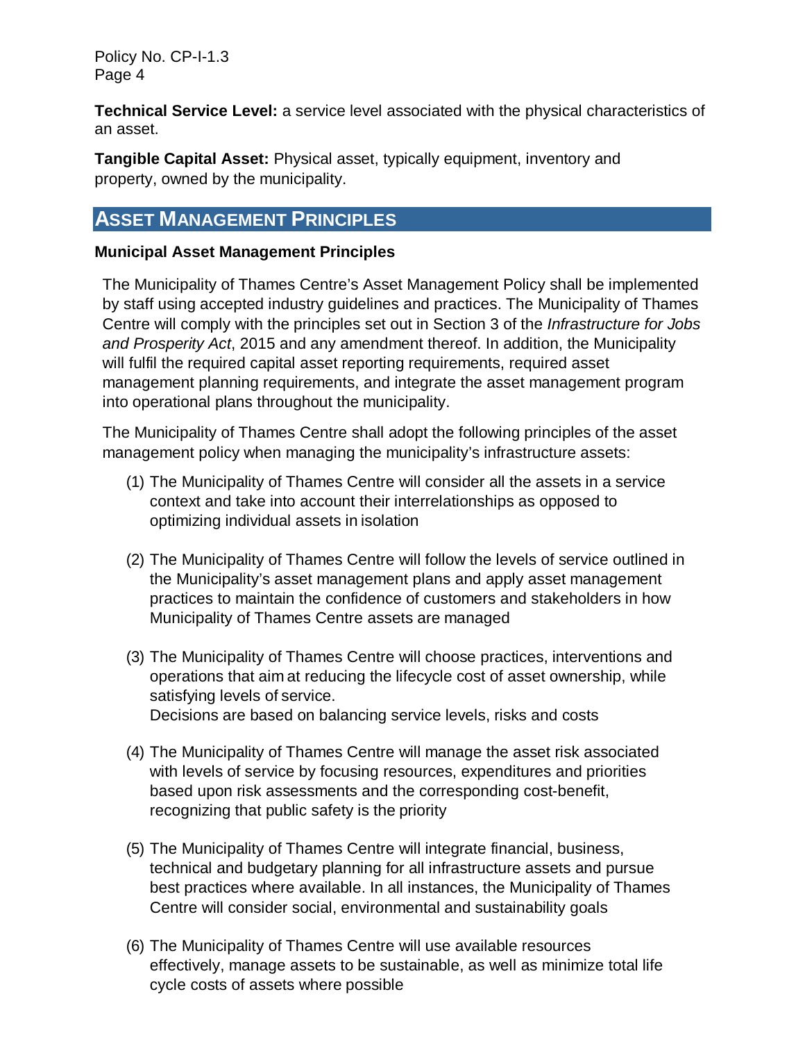**Technical Service Level:** a service level associated with the physical characteristics of an asset.

**Tangible Capital Asset:** Physical asset, typically equipment, inventory and property, owned by the municipality.

## ASSET MANAGEMENT PRINCIPLES

### Municipal Asset Management Principles

The Municipality of Thames Centre's Asset Management Policy shall be implemented by staff using accepted industry guidelines and practices. The Municipality of Thames Centre will comply with the principles set out in Section 3 of the *Infrastructure for Jobs and Prosperity Act*, 2015 and any amendment thereof. In addition, the Municipality will fulfil the required capital asset reporting requirements, required asset management planning requirements, and integrate the asset management program into operational plans throughout the municipality.

The Municipality of Thames Centre shall adopt the following principles of the asset management policy when managing the municipality's infrastructure assets:

(1) The Municipality of Thames Centre will consider all the assets in a service context and take into account their interrelationships as opposed to optimizing individual assets in isolation

(2) The Municipality of Thames Centre will follow the levels of service outlined in the Municipality's asset management plans and apply asset management practices to maintain the confidence of customers and stakeholders in how Municipality of Thames Centre assets are managed

(3) The Municipality of Thames Centre will choose practices, interventions and operations that aim at reducing the lifecycle cost of asset ownership, while satisfying levels of service.
Decisions are based on balancing service levels, risks and costs

(4) The Municipality of Thames Centre will manage the asset risk associated with levels of service by focusing resources, expenditures and priorities based upon risk assessments and the corresponding cost-benefit, recognizing that public safety is the priority

(5) The Municipality of Thames Centre will integrate financial, business, technical and budgetary planning for all infrastructure assets and pursue best practices where available. In all instances, the Municipality of Thames Centre will consider social, environmental and sustainability goals

(6) The Municipality of Thames Centre will use available resources effectively, manage assets to be sustainable, as well as minimize total life cycle costs of assets where possible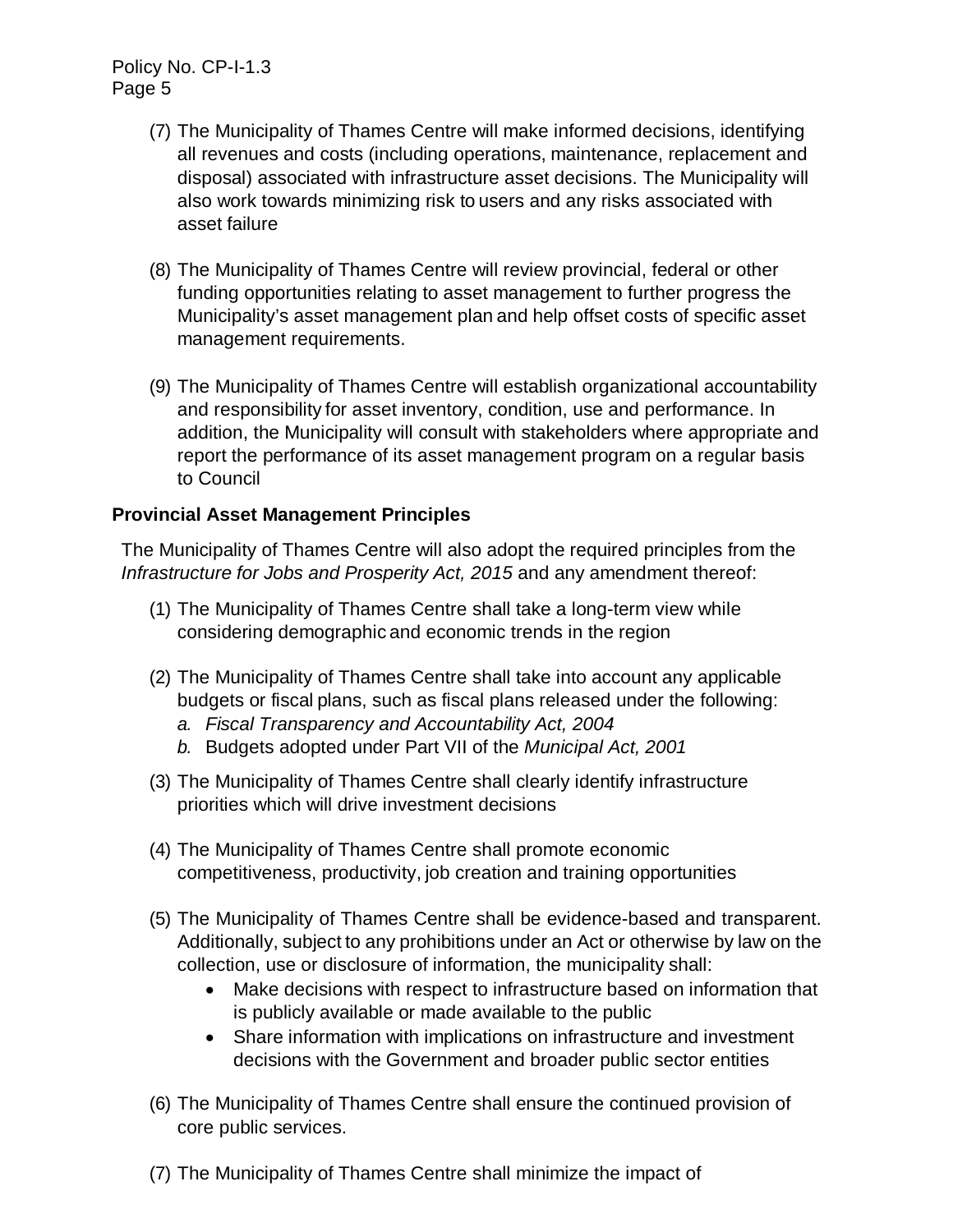(7) The Municipality of Thames Centre will make informed decisions, identifying all revenues and costs (including operations, maintenance, replacement and disposal) associated with infrastructure asset decisions. The Municipality will also work towards minimizing risk to users and any risks associated with asset failure

(8) The Municipality of Thames Centre will review provincial, federal or other funding opportunities relating to asset management to further progress the Municipality's asset management plan and help offset costs of specific asset management requirements.

(9) The Municipality of Thames Centre will establish organizational accountability and responsibility for asset inventory, condition, use and performance. In addition, the Municipality will consult with stakeholders where appropriate and report the performance of its asset management program on a regular basis to Council

**Provincial Asset Management Principles**

The Municipality of Thames Centre will also adopt the required principles from the *Infrastructure for Jobs and Prosperity Act, 2015* and any amendment thereof:

(1) The Municipality of Thames Centre shall take a long-term view while considering demographic and economic trends in the region

(2) The Municipality of Thames Centre shall take into account any applicable budgets or fiscal plans, such as fiscal plans released under the following:
   *a. Fiscal Transparency and Accountability Act, 2004*
   *b.* Budgets adopted under Part VII of the *Municipal Act, 2001*

(3) The Municipality of Thames Centre shall clearly identify infrastructure priorities which will drive investment decisions

(4) The Municipality of Thames Centre shall promote economic competitiveness, productivity, job creation and training opportunities

(5) The Municipality of Thames Centre shall be evidence-based and transparent. Additionally, subject to any prohibitions under an Act or otherwise by law on the collection, use or disclosure of information, the municipality shall:
   - Make decisions with respect to infrastructure based on information that is publicly available or made available to the public
   - Share information with implications on infrastructure and investment decisions with the Government and broader public sector entities

(6) The Municipality of Thames Centre shall ensure the continued provision of core public services.

(7) The Municipality of Thames Centre shall minimize the impact of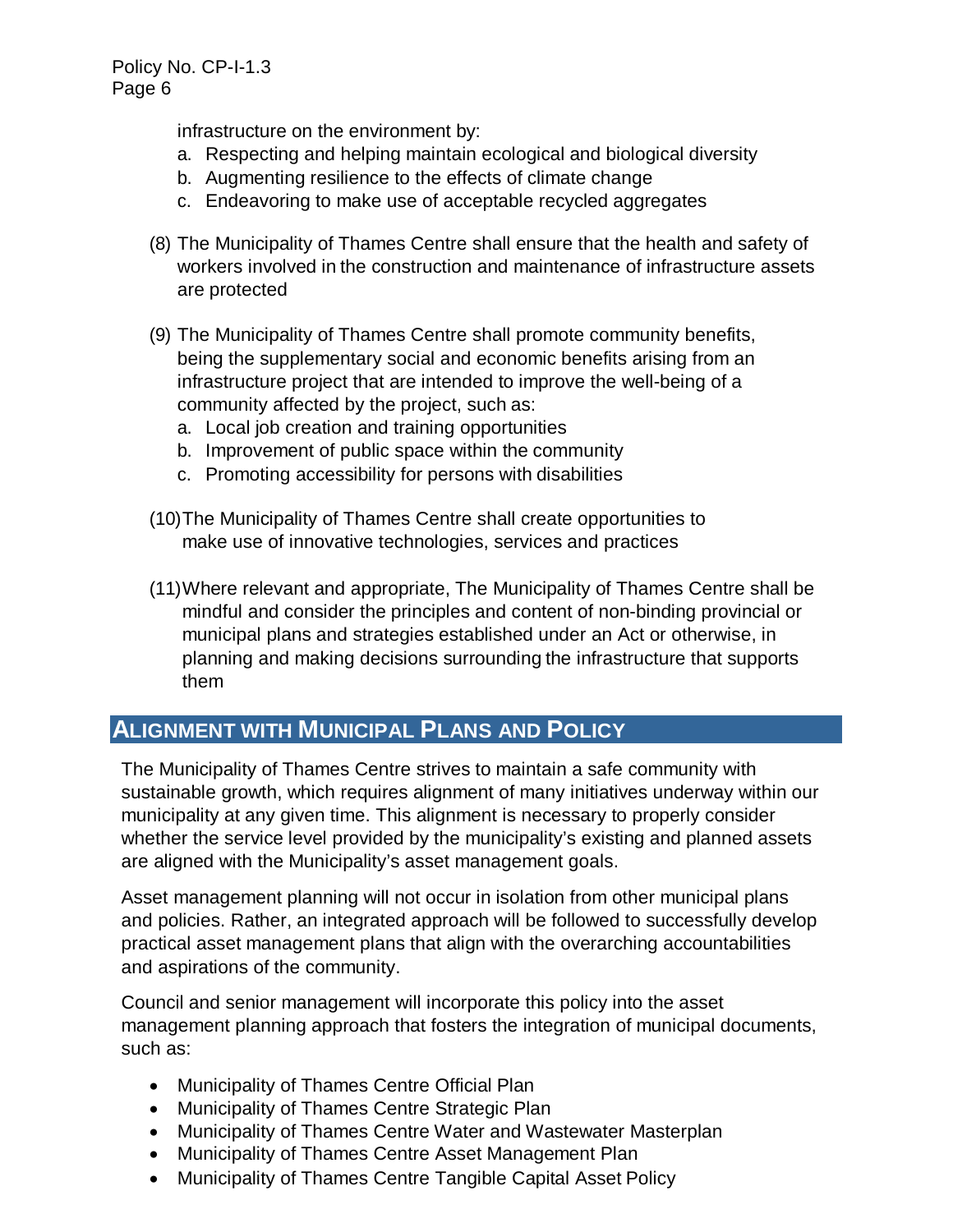infrastructure on the environment by:

a. Respecting and helping maintain ecological and biological diversity
b. Augmenting resilience to the effects of climate change
c. Endeavoring to make use of acceptable recycled aggregates

(8) The Municipality of Thames Centre shall ensure that the health and safety of workers involved in the construction and maintenance of infrastructure assets are protected

(9) The Municipality of Thames Centre shall promote community benefits, being the supplementary social and economic benefits arising from an infrastructure project that are intended to improve the well-being of a community affected by the project, such as:

a. Local job creation and training opportunities
b. Improvement of public space within the community
c. Promoting accessibility for persons with disabilities

(10) The Municipality of Thames Centre shall create opportunities to make use of innovative technologies, services and practices

(11) Where relevant and appropriate, The Municipality of Thames Centre shall be mindful and consider the principles and content of non-binding provincial or municipal plans and strategies established under an Act or otherwise, in planning and making decisions surrounding the infrastructure that supports them

## ALIGNMENT WITH MUNICIPAL PLANS AND POLICY

The Municipality of Thames Centre strives to maintain a safe community with sustainable growth, which requires alignment of many initiatives underway within our municipality at any given time. This alignment is necessary to properly consider whether the service level provided by the municipality's existing and planned assets are aligned with the Municipality's asset management goals.

Asset management planning will not occur in isolation from other municipal plans and policies. Rather, an integrated approach will be followed to successfully develop practical asset management plans that align with the overarching accountabilities and aspirations of the community.

Council and senior management will incorporate this policy into the asset management planning approach that fosters the integration of municipal documents, such as:

- Municipality of Thames Centre Official Plan
- Municipality of Thames Centre Strategic Plan
- Municipality of Thames Centre Water and Wastewater Masterplan
- Municipality of Thames Centre Asset Management Plan
- Municipality of Thames Centre Tangible Capital Asset Policy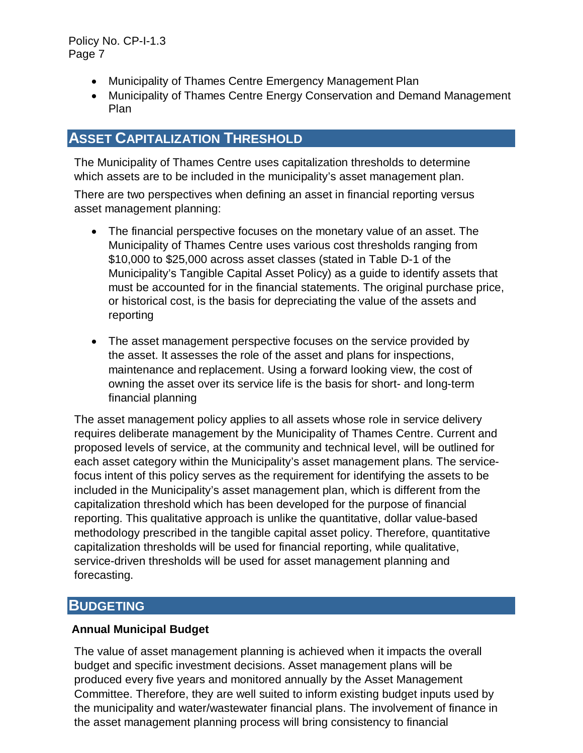- Municipality of Thames Centre Emergency Management Plan
- Municipality of Thames Centre Energy Conservation and Demand Management Plan

## Asset Capitalization Threshold

The Municipality of Thames Centre uses capitalization thresholds to determine which assets are to be included in the municipality's asset management plan.

There are two perspectives when defining an asset in financial reporting versus asset management planning:

- The financial perspective focuses on the monetary value of an asset. The Municipality of Thames Centre uses various cost thresholds ranging from $10,000 to $25,000 across asset classes (stated in Table D-1 of the Municipality's Tangible Capital Asset Policy) as a guide to identify assets that must be accounted for in the financial statements. The original purchase price, or historical cost, is the basis for depreciating the value of the assets and reporting

- The asset management perspective focuses on the service provided by the asset. It assesses the role of the asset and plans for inspections, maintenance and replacement. Using a forward looking view, the cost of owning the asset over its service life is the basis for short- and long-term financial planning

The asset management policy applies to all assets whose role in service delivery requires deliberate management by the Municipality of Thames Centre. Current and proposed levels of service, at the community and technical level, will be outlined for each asset category within the Municipality's asset management plans. The service-focus intent of this policy serves as the requirement for identifying the assets to be included in the Municipality's asset management plan, which is different from the capitalization threshold which has been developed for the purpose of financial reporting. This qualitative approach is unlike the quantitative, dollar value-based methodology prescribed in the tangible capital asset policy. Therefore, quantitative capitalization thresholds will be used for financial reporting, while qualitative, service-driven thresholds will be used for asset management planning and forecasting.

## Budgeting

### Annual Municipal Budget

The value of asset management planning is achieved when it impacts the overall budget and specific investment decisions. Asset management plans will be produced every five years and monitored annually by the Asset Management Committee. Therefore, they are well suited to inform existing budget inputs used by the municipality and water/wastewater financial plans. The involvement of finance in the asset management planning process will bring consistency to financial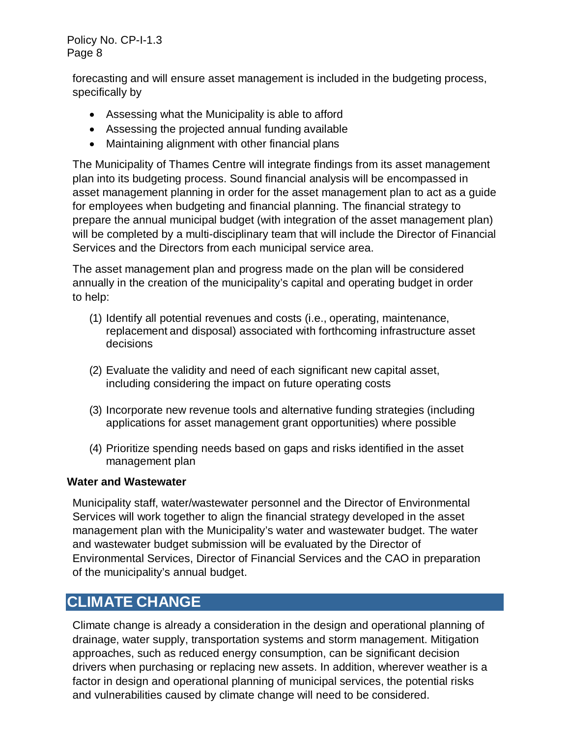forecasting and will ensure asset management is included in the budgeting process, specifically by

- Assessing what the Municipality is able to afford
- Assessing the projected annual funding available
- Maintaining alignment with other financial plans

The Municipality of Thames Centre will integrate findings from its asset management plan into its budgeting process. Sound financial analysis will be encompassed in asset management planning in order for the asset management plan to act as a guide for employees when budgeting and financial planning. The financial strategy to prepare the annual municipal budget (with integration of the asset management plan) will be completed by a multi-disciplinary team that will include the Director of Financial Services and the Directors from each municipal service area.

The asset management plan and progress made on the plan will be considered annually in the creation of the municipality's capital and operating budget in order to help:

(1) Identify all potential revenues and costs (i.e., operating, maintenance, replacement and disposal) associated with forthcoming infrastructure asset decisions

(2) Evaluate the validity and need of each significant new capital asset, including considering the impact on future operating costs

(3) Incorporate new revenue tools and alternative funding strategies (including applications for asset management grant opportunities) where possible

(4) Prioritize spending needs based on gaps and risks identified in the asset management plan

**Water and Wastewater**

Municipality staff, water/wastewater personnel and the Director of Environmental Services will work together to align the financial strategy developed in the asset management plan with the Municipality's water and wastewater budget. The water and wastewater budget submission will be evaluated by the Director of Environmental Services, Director of Financial Services and the CAO in preparation of the municipality's annual budget.

## CLIMATE CHANGE

Climate change is already a consideration in the design and operational planning of drainage, water supply, transportation systems and storm management. Mitigation approaches, such as reduced energy consumption, can be significant decision drivers when purchasing or replacing new assets. In addition, wherever weather is a factor in design and operational planning of municipal services, the potential risks and vulnerabilities caused by climate change will need to be considered.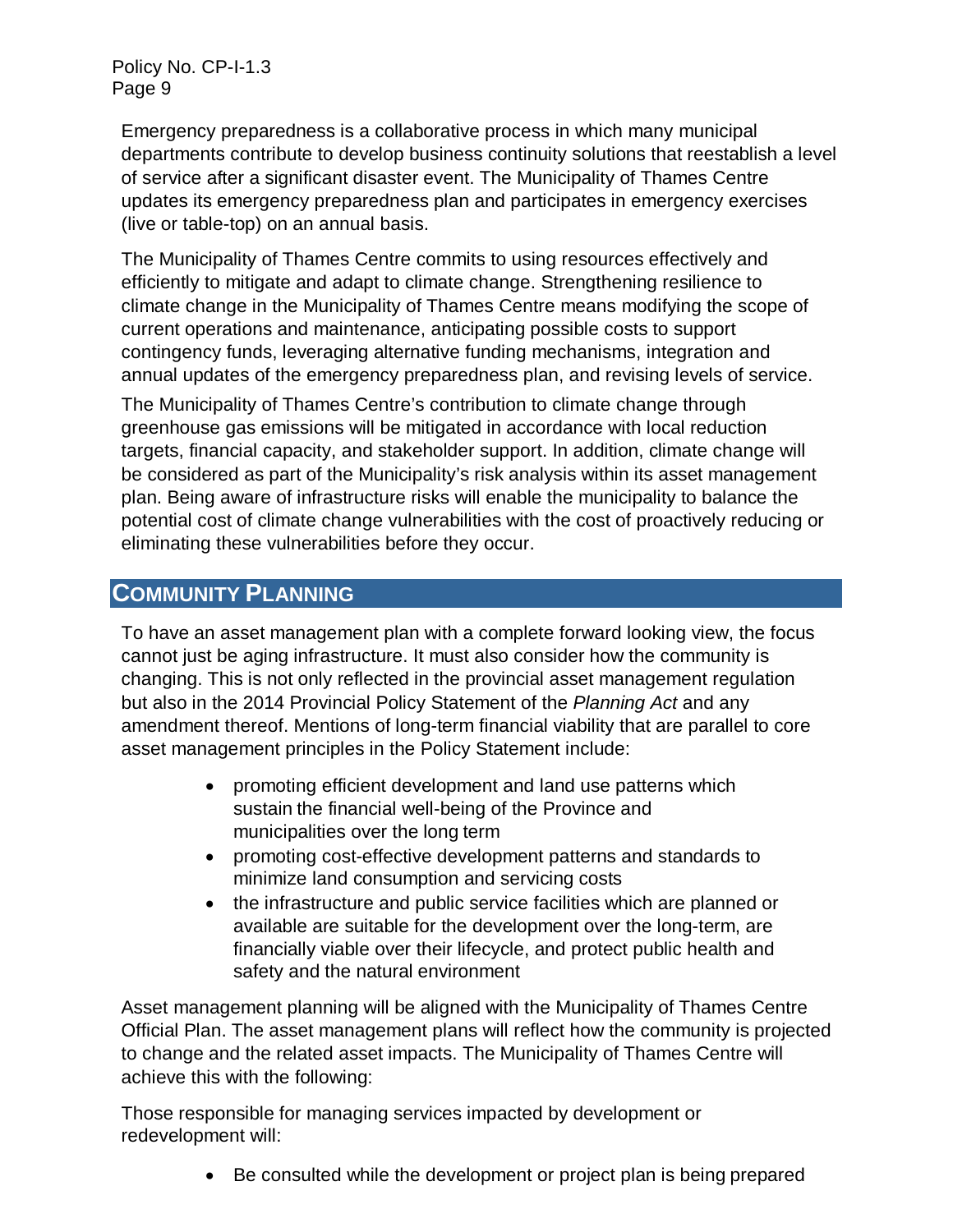Emergency preparedness is a collaborative process in which many municipal departments contribute to develop business continuity solutions that reestablish a level of service after a significant disaster event. The Municipality of Thames Centre updates its emergency preparedness plan and participates in emergency exercises (live or table-top) on an annual basis.

The Municipality of Thames Centre commits to using resources effectively and efficiently to mitigate and adapt to climate change. Strengthening resilience to climate change in the Municipality of Thames Centre means modifying the scope of current operations and maintenance, anticipating possible costs to support contingency funds, leveraging alternative funding mechanisms, integration and annual updates of the emergency preparedness plan, and revising levels of service.

The Municipality of Thames Centre's contribution to climate change through greenhouse gas emissions will be mitigated in accordance with local reduction targets, financial capacity, and stakeholder support. In addition, climate change will be considered as part of the Municipality's risk analysis within its asset management plan. Being aware of infrastructure risks will enable the municipality to balance the potential cost of climate change vulnerabilities with the cost of proactively reducing or eliminating these vulnerabilities before they occur.

## Community Planning

To have an asset management plan with a complete forward looking view, the focus cannot just be aging infrastructure. It must also consider how the community is changing. This is not only reflected in the provincial asset management regulation but also in the 2014 Provincial Policy Statement of the *Planning Act* and any amendment thereof. Mentions of long-term financial viability that are parallel to core asset management principles in the Policy Statement include:

- promoting efficient development and land use patterns which sustain the financial well-being of the Province and municipalities over the long term
- promoting cost-effective development patterns and standards to minimize land consumption and servicing costs
- the infrastructure and public service facilities which are planned or available are suitable for the development over the long-term, are financially viable over their lifecycle, and protect public health and safety and the natural environment

Asset management planning will be aligned with the Municipality of Thames Centre Official Plan. The asset management plans will reflect how the community is projected to change and the related asset impacts. The Municipality of Thames Centre will achieve this with the following:

Those responsible for managing services impacted by development or redevelopment will:

- Be consulted while the development or project plan is being prepared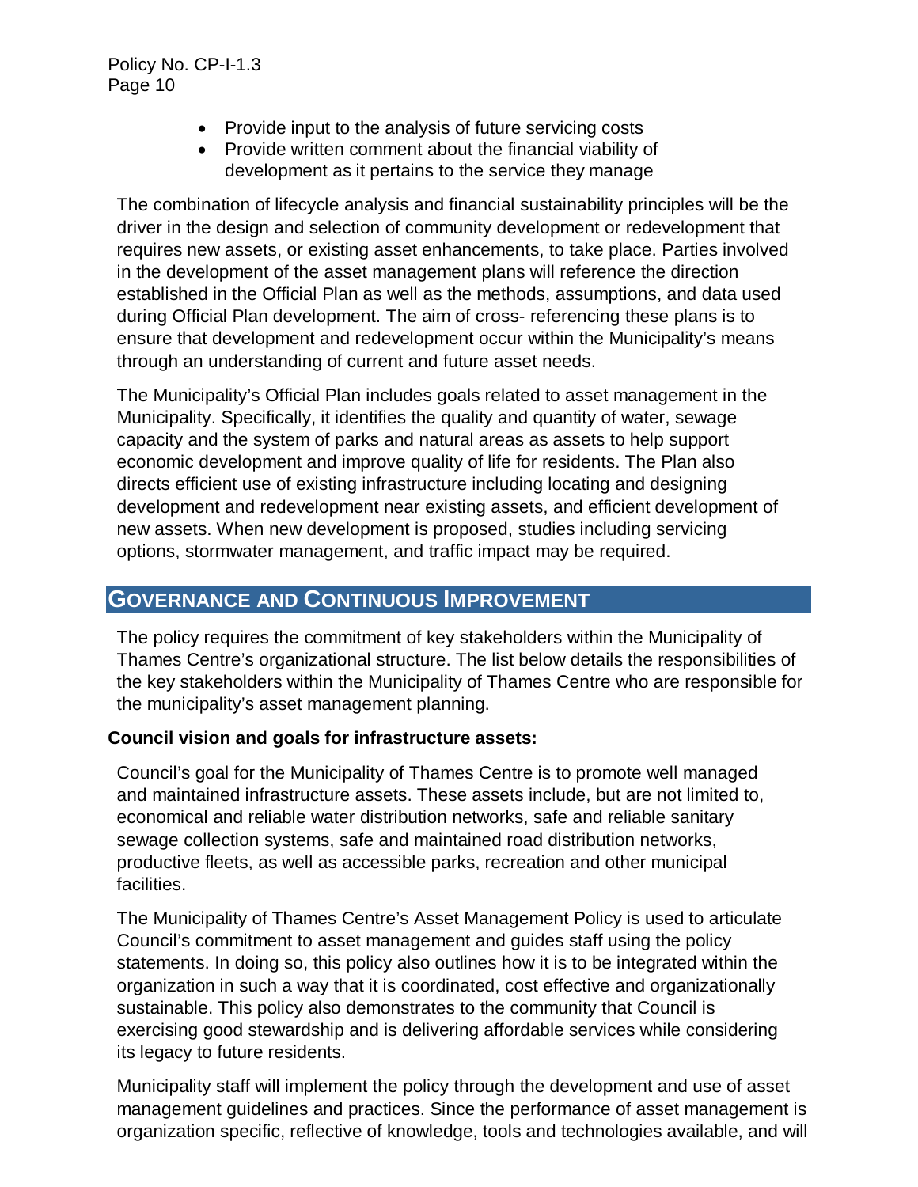- Provide input to the analysis of future servicing costs
- Provide written comment about the financial viability of development as it pertains to the service they manage

The combination of lifecycle analysis and financial sustainability principles will be the driver in the design and selection of community development or redevelopment that requires new assets, or existing asset enhancements, to take place. Parties involved in the development of the asset management plans will reference the direction established in the Official Plan as well as the methods, assumptions, and data used during Official Plan development. The aim of cross- referencing these plans is to ensure that development and redevelopment occur within the Municipality's means through an understanding of current and future asset needs.

The Municipality's Official Plan includes goals related to asset management in the Municipality. Specifically, it identifies the quality and quantity of water, sewage capacity and the system of parks and natural areas as assets to help support economic development and improve quality of life for residents. The Plan also directs efficient use of existing infrastructure including locating and designing development and redevelopment near existing assets, and efficient development of new assets. When new development is proposed, studies including servicing options, stormwater management, and traffic impact may be required.

## GOVERNANCE AND CONTINUOUS IMPROVEMENT

The policy requires the commitment of key stakeholders within the Municipality of Thames Centre's organizational structure. The list below details the responsibilities of the key stakeholders within the Municipality of Thames Centre who are responsible for the municipality's asset management planning.

**Council vision and goals for infrastructure assets:**

Council's goal for the Municipality of Thames Centre is to promote well managed and maintained infrastructure assets. These assets include, but are not limited to, economical and reliable water distribution networks, safe and reliable sanitary sewage collection systems, safe and maintained road distribution networks, productive fleets, as well as accessible parks, recreation and other municipal facilities.

The Municipality of Thames Centre's Asset Management Policy is used to articulate Council's commitment to asset management and guides staff using the policy statements. In doing so, this policy also outlines how it is to be integrated within the organization in such a way that it is coordinated, cost effective and organizationally sustainable. This policy also demonstrates to the community that Council is exercising good stewardship and is delivering affordable services while considering its legacy to future residents.

Municipality staff will implement the policy through the development and use of asset management guidelines and practices. Since the performance of asset management is organization specific, reflective of knowledge, tools and technologies available, and will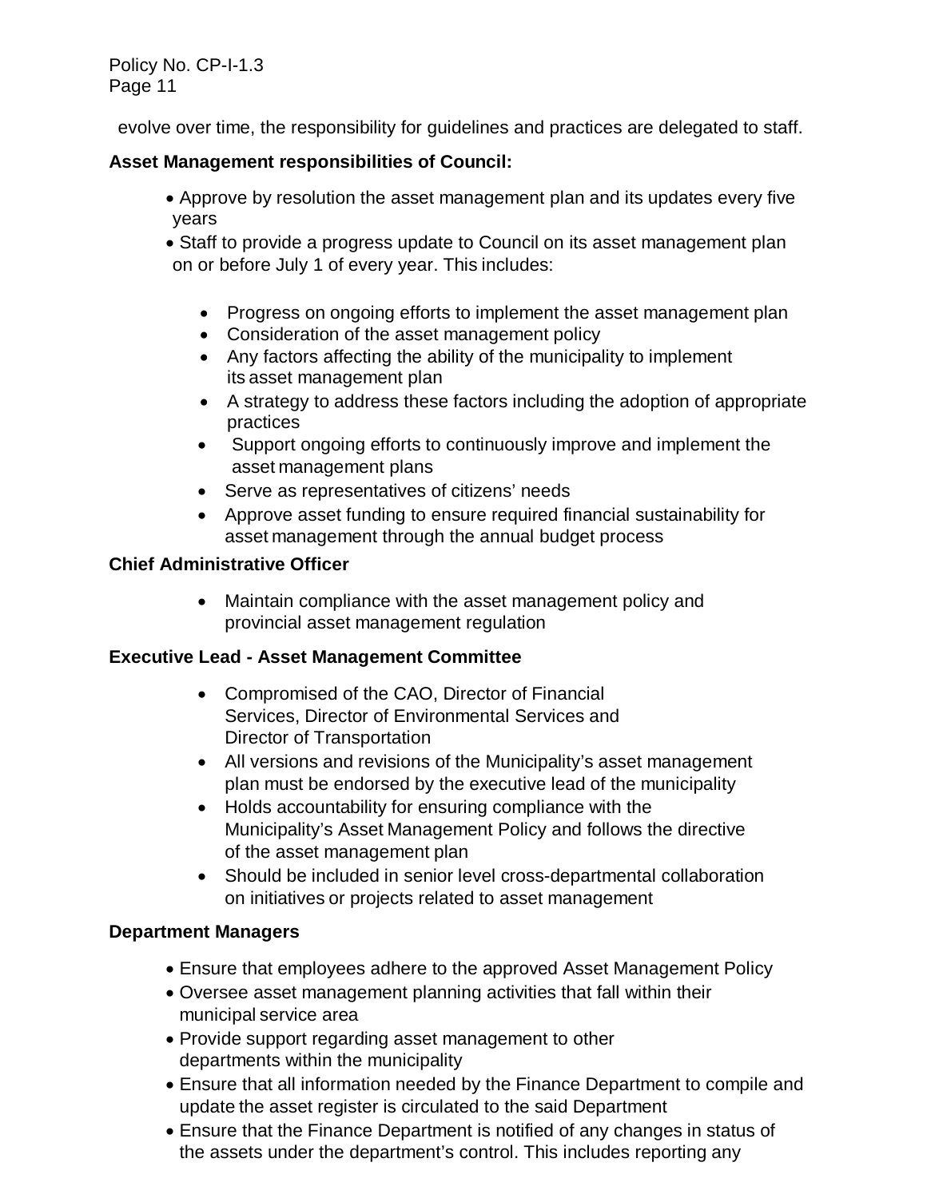evolve over time, the responsibility for guidelines and practices are delegated to staff.

**Asset Management responsibilities of Council:**

- Approve by resolution the asset management plan and its updates every five years
- Staff to provide a progress update to Council on its asset management plan on or before July 1 of every year. This includes:
  - Progress on ongoing efforts to implement the asset management plan
  - Consideration of the asset management policy
  - Any factors affecting the ability of the municipality to implement its asset management plan
  - A strategy to address these factors including the adoption of appropriate practices
  - Support ongoing efforts to continuously improve and implement the asset management plans
  - Serve as representatives of citizens' needs
  - Approve asset funding to ensure required financial sustainability for asset management through the annual budget process

**Chief Administrative Officer**

- Maintain compliance with the asset management policy and provincial asset management regulation

**Executive Lead - Asset Management Committee**

- Compromised of the CAO, Director of Financial Services, Director of Environmental Services and Director of Transportation
- All versions and revisions of the Municipality's asset management plan must be endorsed by the executive lead of the municipality
- Holds accountability for ensuring compliance with the Municipality's Asset Management Policy and follows the directive of the asset management plan
- Should be included in senior level cross-departmental collaboration on initiatives or projects related to asset management

**Department Managers**

- Ensure that employees adhere to the approved Asset Management Policy
- Oversee asset management planning activities that fall within their municipal service area
- Provide support regarding asset management to other departments within the municipality
- Ensure that all information needed by the Finance Department to compile and update the asset register is circulated to the said Department
- Ensure that the Finance Department is notified of any changes in status of the assets under the department's control. This includes reporting any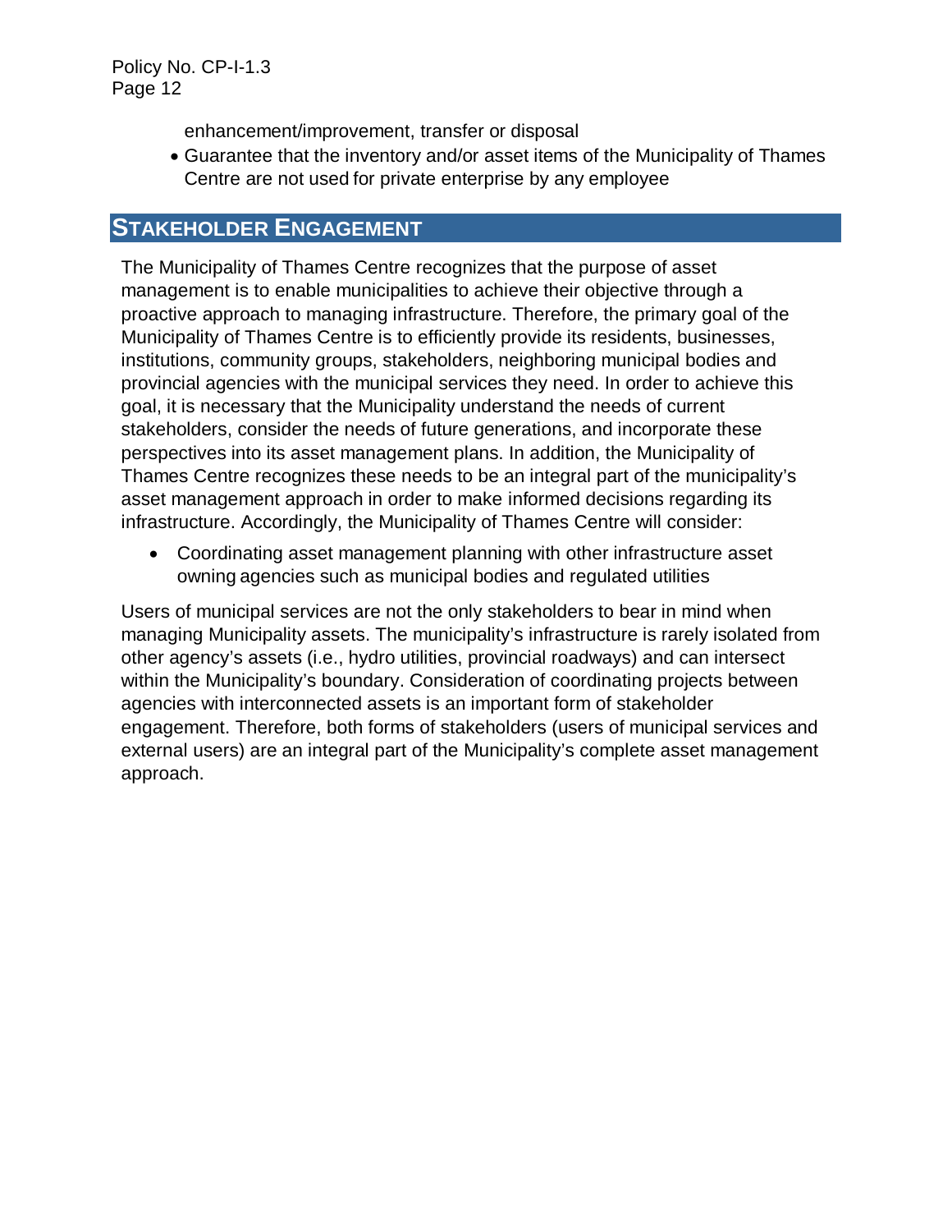enhancement/improvement, transfer or disposal

- Guarantee that the inventory and/or asset items of the Municipality of Thames Centre are not used for private enterprise by any employee

## STAKEHOLDER ENGAGEMENT

The Municipality of Thames Centre recognizes that the purpose of asset management is to enable municipalities to achieve their objective through a proactive approach to managing infrastructure. Therefore, the primary goal of the Municipality of Thames Centre is to efficiently provide its residents, businesses, institutions, community groups, stakeholders, neighboring municipal bodies and provincial agencies with the municipal services they need. In order to achieve this goal, it is necessary that the Municipality understand the needs of current stakeholders, consider the needs of future generations, and incorporate these perspectives into its asset management plans. In addition, the Municipality of Thames Centre recognizes these needs to be an integral part of the municipality's asset management approach in order to make informed decisions regarding its infrastructure. Accordingly, the Municipality of Thames Centre will consider:

- Coordinating asset management planning with other infrastructure asset owning agencies such as municipal bodies and regulated utilities

Users of municipal services are not the only stakeholders to bear in mind when managing Municipality assets. The municipality's infrastructure is rarely isolated from other agency's assets (i.e., hydro utilities, provincial roadways) and can intersect within the Municipality's boundary. Consideration of coordinating projects between agencies with interconnected assets is an important form of stakeholder engagement. Therefore, both forms of stakeholders (users of municipal services and external users) are an integral part of the Municipality's complete asset management approach.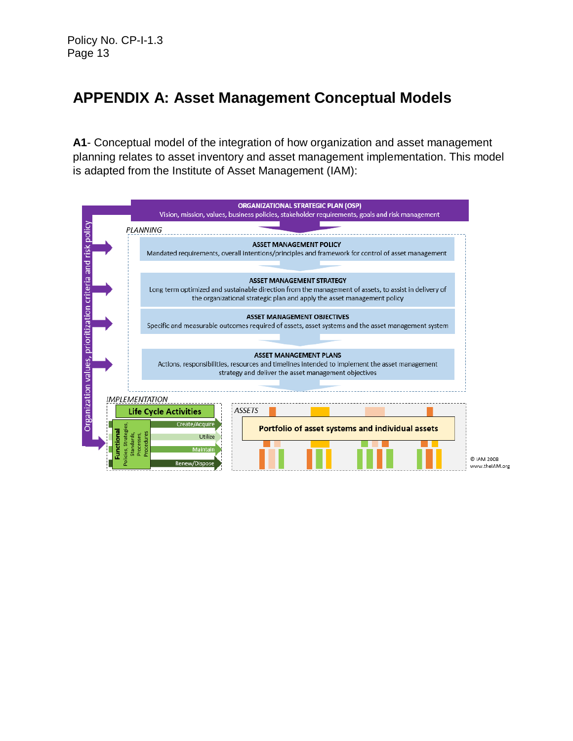# APPENDIX A: Asset Management Conceptual Models

**A1**- Conceptual model of the integration of how organization and asset management planning relates to asset inventory and asset management implementation. This model is adapted from the Institute of Asset Management (IAM):

ORGANIZATIONAL STRATEGIC PLAN (OSP)
Vision, mission, values, business policies, stakeholder requirements, goals and risk management

Organization values, prioritization criteria and risk policy

PLANNING

ASSET MANAGEMENT POLICY
Mandated requirements, overall intentions/principles and framework for control of asset management

ASSET MANAGEMENT STRATEGY
Long term optimized and sustainable direction from the management of assets, to assist in delivery of the organizational strategic plan and apply the asset management policy

ASSET MANAGEMENT OBJECTIVES
Specific and measurable outcomes required of assets, asset systems and the asset management system

ASSET MANAGEMENT PLANS
Actions, responsibilities, resources and timelines intended to implement the asset management strategy and deliver the asset management objectives

IMPLEMENTATION

Life Cycle Activities

Functional
Policies, Strategies, Standards, Processes, Procedures

Create/Acquire
Utilize
Maintain
Renew/Dispose

ASSETS

Portfolio of asset systems and individual assets

© IAM 2008
www.theIAM.org